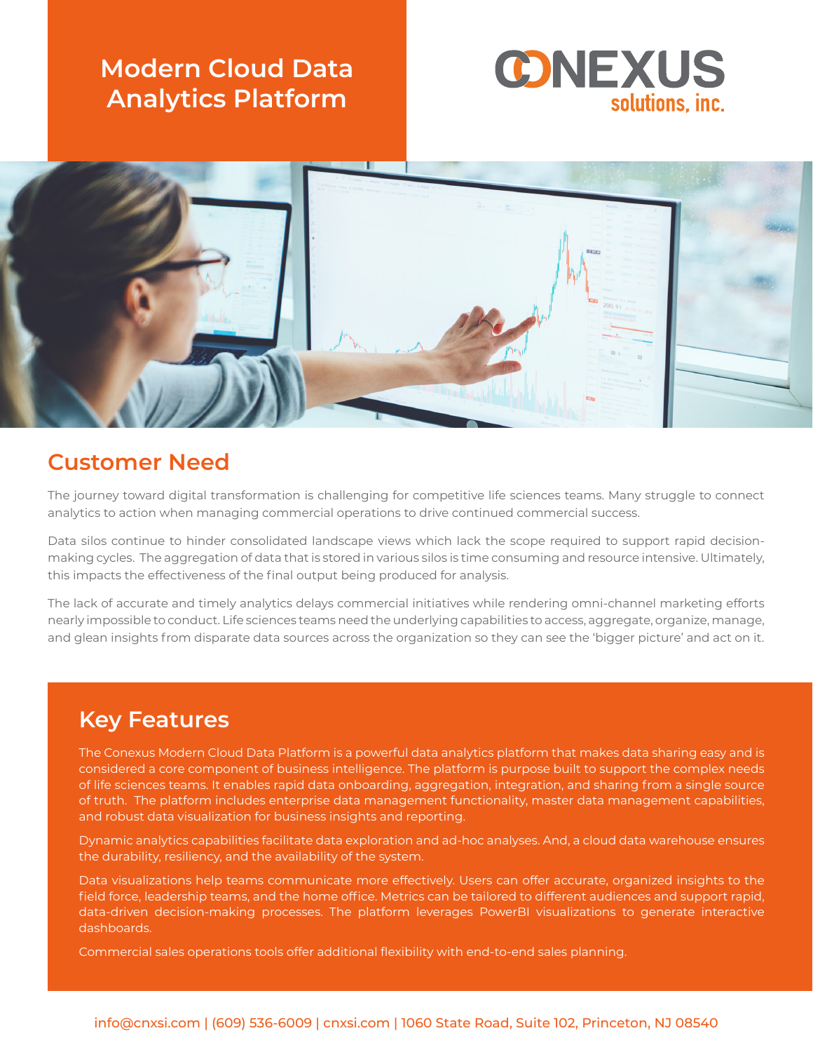# Modern Cloud Data Analytics Platform

CONEXUS solutions, inc.

## Customer Need

The journey toward digital transformation is challenging for competitive life sciences teams. Many struggle to connect analytics to action when managing commercial operations to drive continued commercial success.

Data silos continue to hinder consolidated landscape views which lack the scope required to support rapid decision-making cycles. The aggregation of data that is stored in various silos is time consuming and resource intensive. Ultimately, this impacts the effectiveness of the final output being produced for analysis.

The lack of accurate and timely analytics delays commercial initiatives while rendering omni-channel marketing efforts nearly impossible to conduct. Life sciences teams need the underlying capabilities to access, aggregate, organize, manage, and glean insights from disparate data sources across the organization so they can see the 'bigger picture' and act on it.

## Key Features

The Conexus Modern Cloud Data Platform is a powerful data analytics platform that makes data sharing easy and is considered a core component of business intelligence. The platform is purpose built to support the complex needs of life sciences teams. It enables rapid data onboarding, aggregation, integration, and sharing from a single source of truth. The platform includes enterprise data management functionality, master data management capabilities, and robust data visualization for business insights and reporting.

Dynamic analytics capabilities facilitate data exploration and ad-hoc analyses. And, a cloud data warehouse ensures the durability, resiliency, and the availability of the system.

Data visualizations help teams communicate more effectively. Users can offer accurate, organized insights to the field force, leadership teams, and the home office. Metrics can be tailored to different audiences and support rapid, data-driven decision-making processes. The platform leverages PowerBI visualizations to generate interactive dashboards.

Commercial sales operations tools offer additional flexibility with end-to-end sales planning.

info@cnxsi.com | (609) 536-6009 | cnxsi.com | 1060 State Road, Suite 102, Princeton, NJ 08540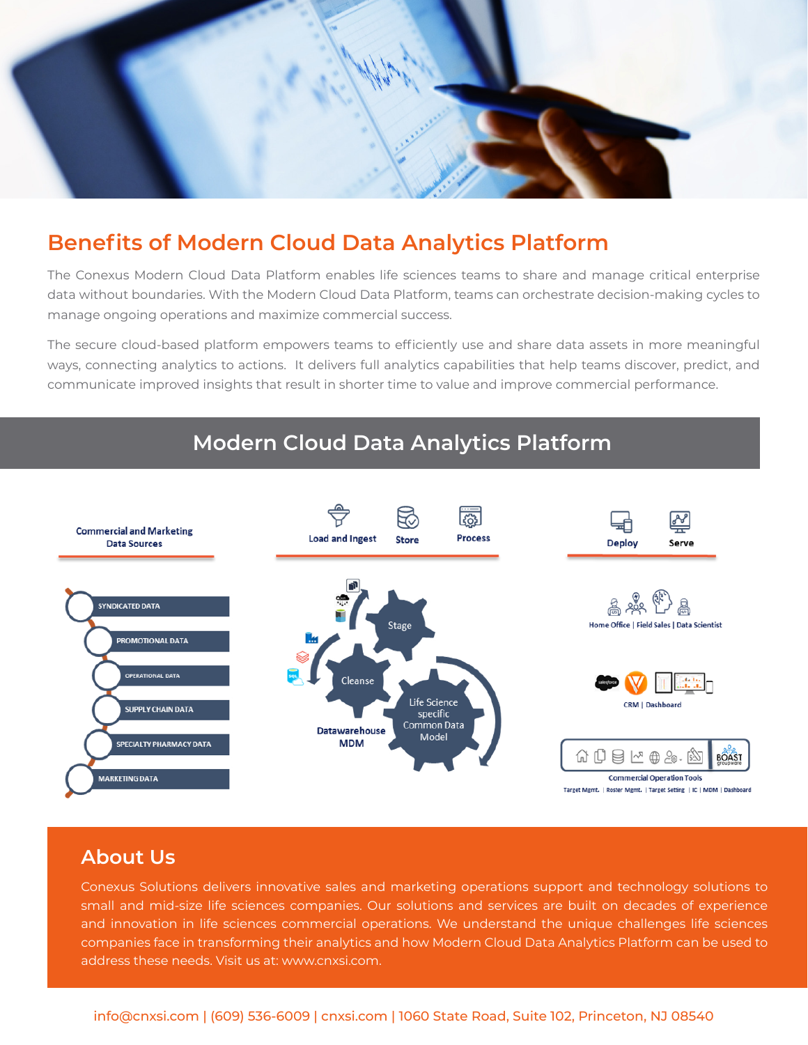## Benefits of Modern Cloud Data Analytics Platform

The Conexus Modern Cloud Data Platform enables life sciences teams to share and manage critical enterprise data without boundaries. With the Modern Cloud Data Platform, teams can orchestrate decision-making cycles to manage ongoing operations and maximize commercial success.

The secure cloud-based platform empowers teams to efficiently use and share data assets in more meaningful ways, connecting analytics to actions. It delivers full analytics capabilities that help teams discover, predict, and communicate improved insights that result in shorter time to value and improve commercial performance.

## Modern Cloud Data Analytics Platform

Commercial and Marketing Data Sources

SYNDICATED DATA
PROMOTIONAL DATA
OPERATIONAL DATA
SUPPLY CHAIN DATA
SPECIALTY PHARMACY DATA
MARKETING DATA

Load and Ingest | Store | Process

Stage
Cleanse
Life Science specific Common Data Model
Datawarehouse MDM

Deploy | Serve

Home Office | Field Sales | Data Scientist

CRM | Dashboard

Commercial Operation Tools
Target Mgmt. | Roster Mgmt. | Target Setting | IC | MDM | Dashboard

## About Us

Conexus Solutions delivers innovative sales and marketing operations support and technology solutions to small and mid-size life sciences companies. Our solutions and services are built on decades of experience and innovation in life sciences commercial operations. We understand the unique challenges life sciences companies face in transforming their analytics and how Modern Cloud Data Analytics Platform can be used to address these needs. Visit us at: www.cnxsi.com.

info@cnxsi.com | (609) 536-6009 | cnxsi.com | 1060 State Road, Suite 102, Princeton, NJ 08540